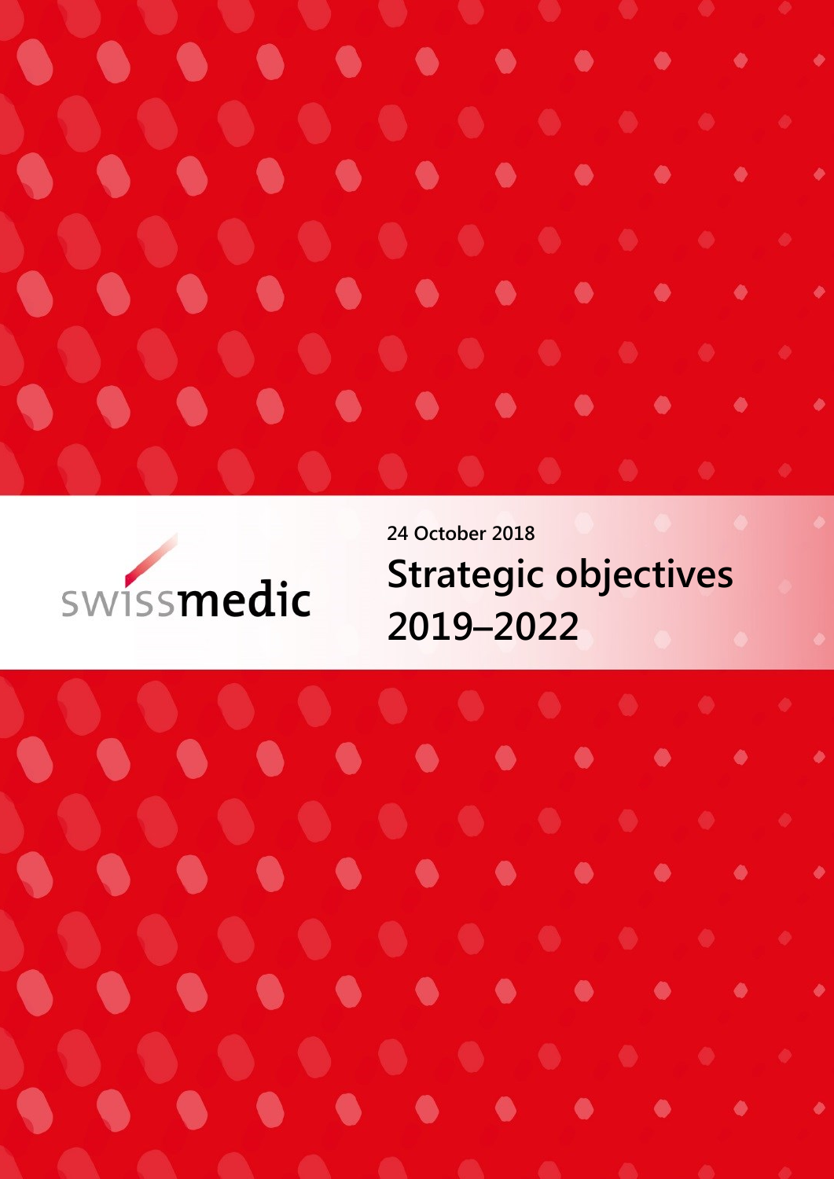swissmedic

24 October 2018

# Strategic objectives 2019–2022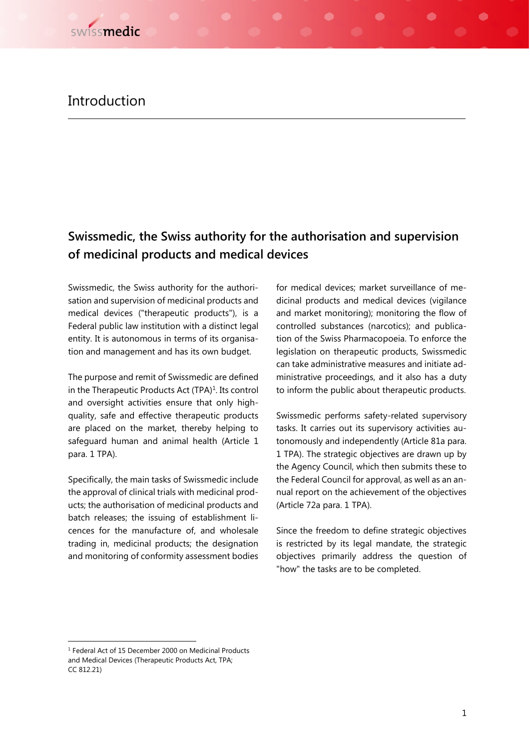# Introduction

## Swissmedic, the Swiss authority for the authorisation and supervision of medicinal products and medical devices

Swissmedic, the Swiss authority for the authorisation and supervision of medicinal products and medical devices ("therapeutic products"), is a Federal public law institution with a distinct legal entity. It is autonomous in terms of its organisation and management and has its own budget.

The purpose and remit of Swissmedic are defined in the Therapeutic Products Act (TPA)[1]. Its control and oversight activities ensure that only high-quality, safe and effective therapeutic products are placed on the market, thereby helping to safeguard human and animal health (Article 1 para. 1 TPA).

Specifically, the main tasks of Swissmedic include the approval of clinical trials with medicinal products; the authorisation of medicinal products and batch releases; the issuing of establishment licences for the manufacture of, and wholesale trading in, medicinal products; the designation and monitoring of conformity assessment bodies for medical devices; market surveillance of medicinal products and medical devices (vigilance and market monitoring); monitoring the flow of controlled substances (narcotics); and publication of the Swiss Pharmacopoeia. To enforce the legislation on therapeutic products, Swissmedic can take administrative measures and initiate administrative proceedings, and it also has a duty to inform the public about therapeutic products.

Swissmedic performs safety-related supervisory tasks. It carries out its supervisory activities autonomously and independently (Article 81a para. 1 TPA). The strategic objectives are drawn up by the Agency Council, which then submits these to the Federal Council for approval, as well as an annual report on the achievement of the objectives (Article 72a para. 1 TPA).

Since the freedom to define strategic objectives is restricted by its legal mandate, the strategic objectives primarily address the question of "how" the tasks are to be completed.

[1] Federal Act of 15 December 2000 on Medicinal Products and Medical Devices (Therapeutic Products Act, TPA; CC 812.21)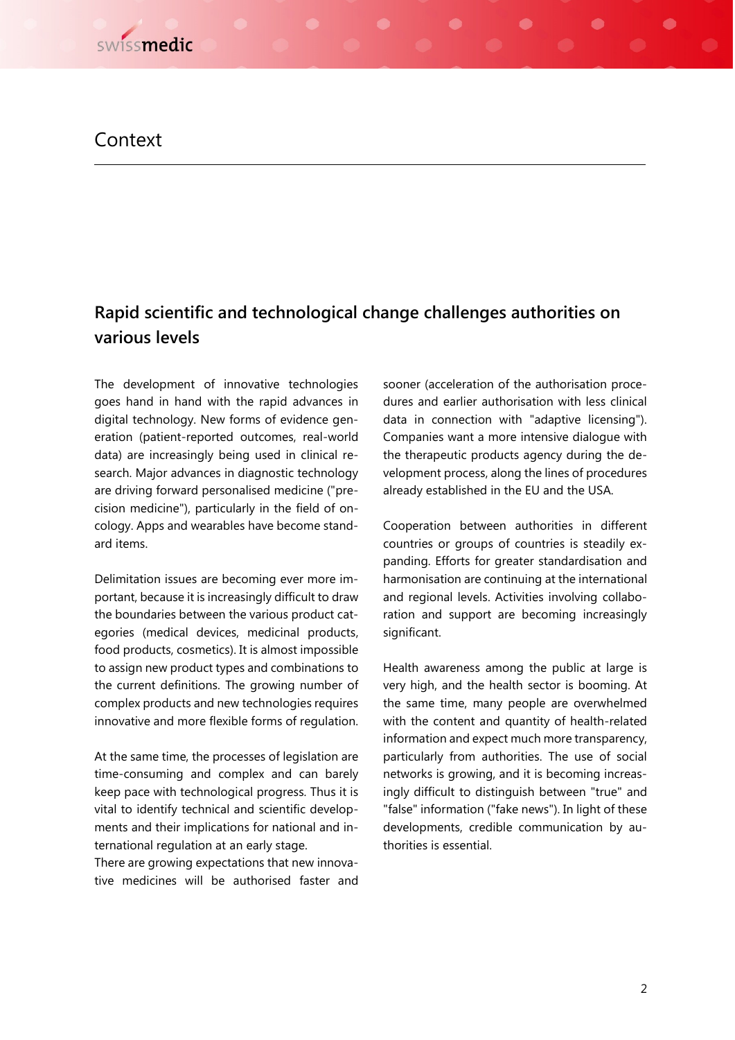# Context

## Rapid scientific and technological change challenges authorities on various levels

The development of innovative technologies goes hand in hand with the rapid advances in digital technology. New forms of evidence generation (patient-reported outcomes, real-world data) are increasingly being used in clinical research. Major advances in diagnostic technology are driving forward personalised medicine ("precision medicine"), particularly in the field of oncology. Apps and wearables have become standard items.

Delimitation issues are becoming ever more important, because it is increasingly difficult to draw the boundaries between the various product categories (medical devices, medicinal products, food products, cosmetics). It is almost impossible to assign new product types and combinations to the current definitions. The growing number of complex products and new technologies requires innovative and more flexible forms of regulation.

At the same time, the processes of legislation are time-consuming and complex and can barely keep pace with technological progress. Thus it is vital to identify technical and scientific developments and their implications for national and international regulation at an early stage.
There are growing expectations that new innovative medicines will be authorised faster and sooner (acceleration of the authorisation procedures and earlier authorisation with less clinical data in connection with "adaptive licensing"). Companies want a more intensive dialogue with the therapeutic products agency during the development process, along the lines of procedures already established in the EU and the USA.

Cooperation between authorities in different countries or groups of countries is steadily expanding. Efforts for greater standardisation and harmonisation are continuing at the international and regional levels. Activities involving collaboration and support are becoming increasingly significant.

Health awareness among the public at large is very high, and the health sector is booming. At the same time, many people are overwhelmed with the content and quantity of health-related information and expect much more transparency, particularly from authorities. The use of social networks is growing, and it is becoming increasingly difficult to distinguish between "true" and "false" information ("fake news"). In light of these developments, credible communication by authorities is essential.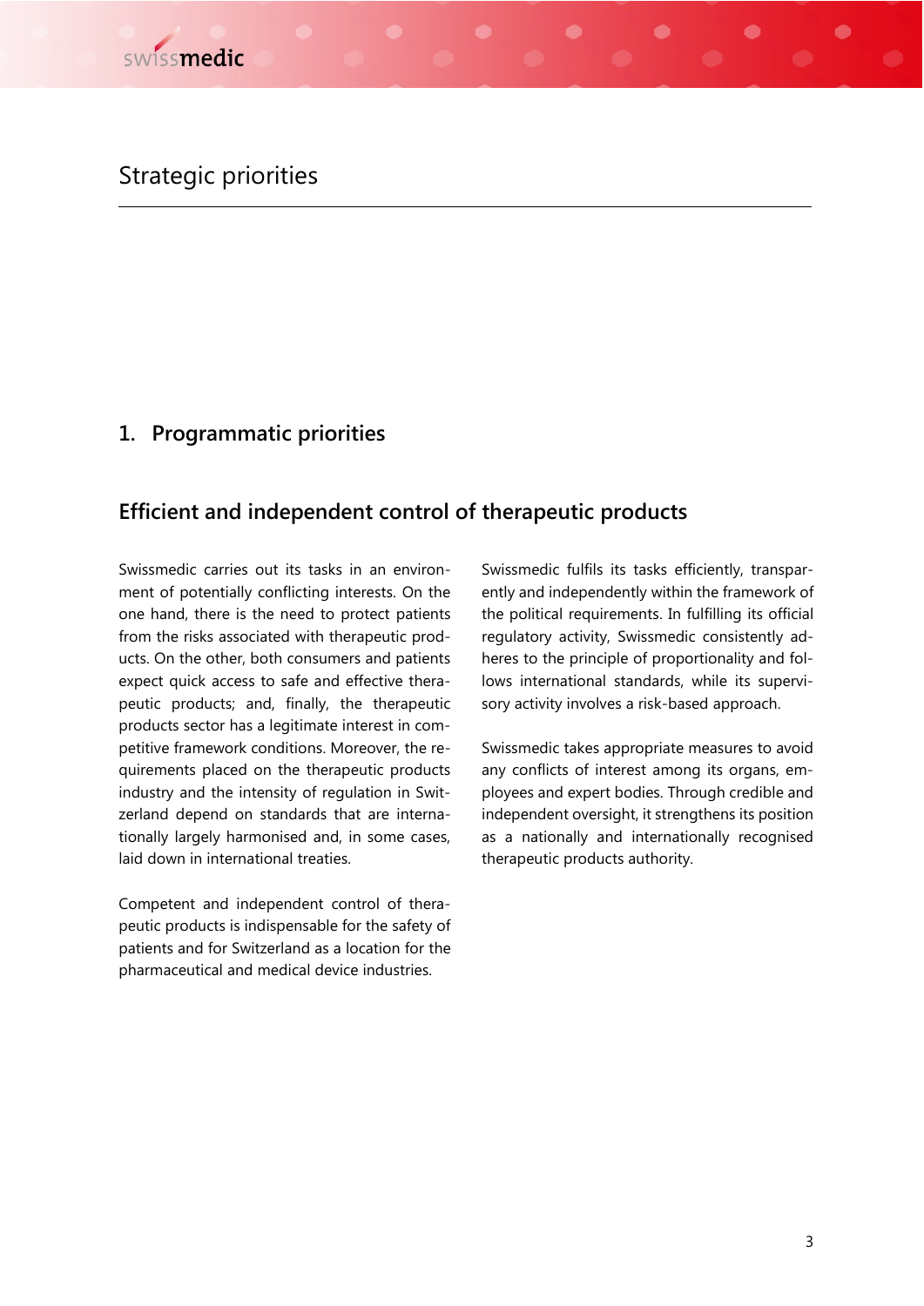# Strategic priorities

## 1. Programmatic priorities

### Efficient and independent control of therapeutic products

Swissmedic carries out its tasks in an environment of potentially conflicting interests. On the one hand, there is the need to protect patients from the risks associated with therapeutic products. On the other, both consumers and patients expect quick access to safe and effective therapeutic products; and, finally, the therapeutic products sector has a legitimate interest in competitive framework conditions. Moreover, the requirements placed on the therapeutic products industry and the intensity of regulation in Switzerland depend on standards that are internationally largely harmonised and, in some cases, laid down in international treaties.

Competent and independent control of therapeutic products is indispensable for the safety of patients and for Switzerland as a location for the pharmaceutical and medical device industries.

Swissmedic fulfils its tasks efficiently, transparently and independently within the framework of the political requirements. In fulfilling its official regulatory activity, Swissmedic consistently adheres to the principle of proportionality and follows international standards, while its supervisory activity involves a risk-based approach.

Swissmedic takes appropriate measures to avoid any conflicts of interest among its organs, employees and expert bodies. Through credible and independent oversight, it strengthens its position as a nationally and internationally recognised therapeutic products authority.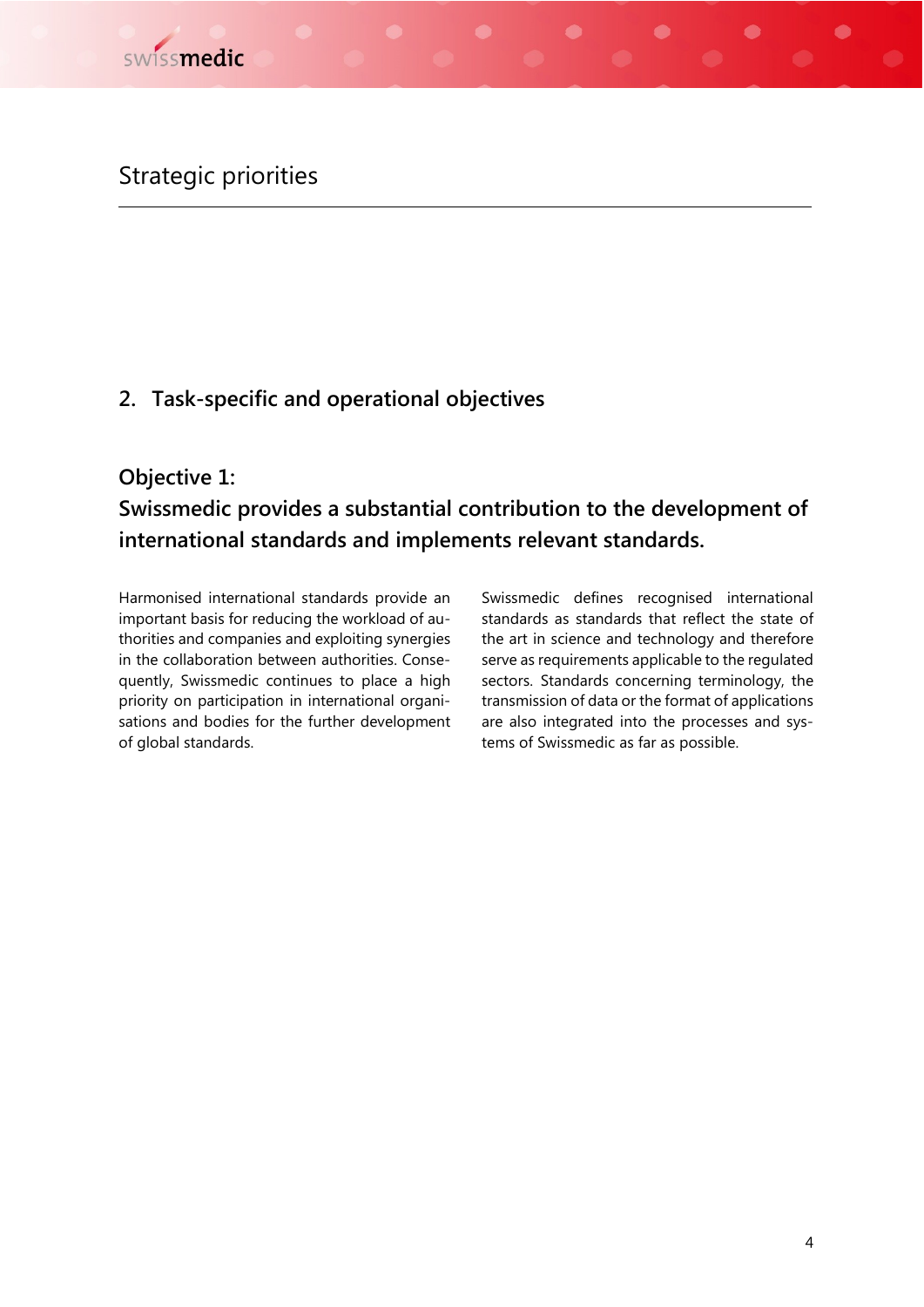# Strategic priorities

## 2. Task-specific and operational objectives

### Objective 1:
### Swissmedic provides a substantial contribution to the development of international standards and implements relevant standards.

Harmonised international standards provide an important basis for reducing the workload of authorities and companies and exploiting synergies in the collaboration between authorities. Consequently, Swissmedic continues to place a high priority on participation in international organisations and bodies for the further development of global standards.

Swissmedic defines recognised international standards as standards that reflect the state of the art in science and technology and therefore serve as requirements applicable to the regulated sectors. Standards concerning terminology, the transmission of data or the format of applications are also integrated into the processes and systems of Swissmedic as far as possible.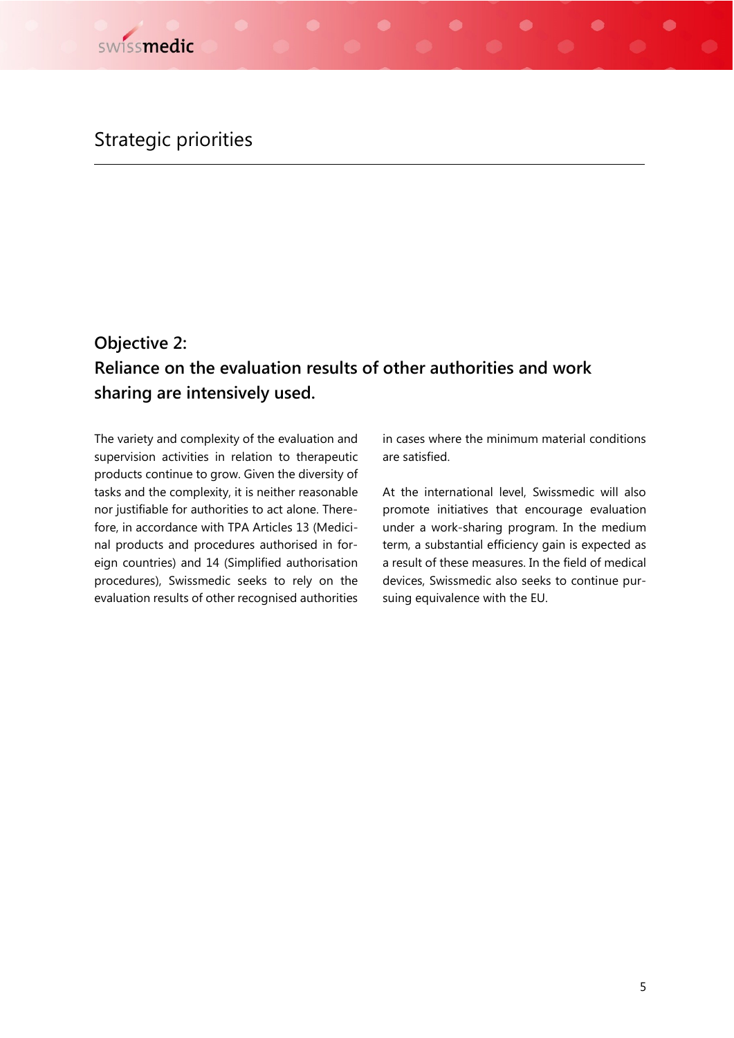# Strategic priorities

## Objective 2:
## Reliance on the evaluation results of other authorities and work sharing are intensively used.

The variety and complexity of the evaluation and supervision activities in relation to therapeutic products continue to grow. Given the diversity of tasks and the complexity, it is neither reasonable nor justifiable for authorities to act alone. Therefore, in accordance with TPA Articles 13 (Medicinal products and procedures authorised in foreign countries) and 14 (Simplified authorisation procedures), Swissmedic seeks to rely on the evaluation results of other recognised authorities in cases where the minimum material conditions are satisfied.

At the international level, Swissmedic will also promote initiatives that encourage evaluation under a work-sharing program. In the medium term, a substantial efficiency gain is expected as a result of these measures. In the field of medical devices, Swissmedic also seeks to continue pursuing equivalence with the EU.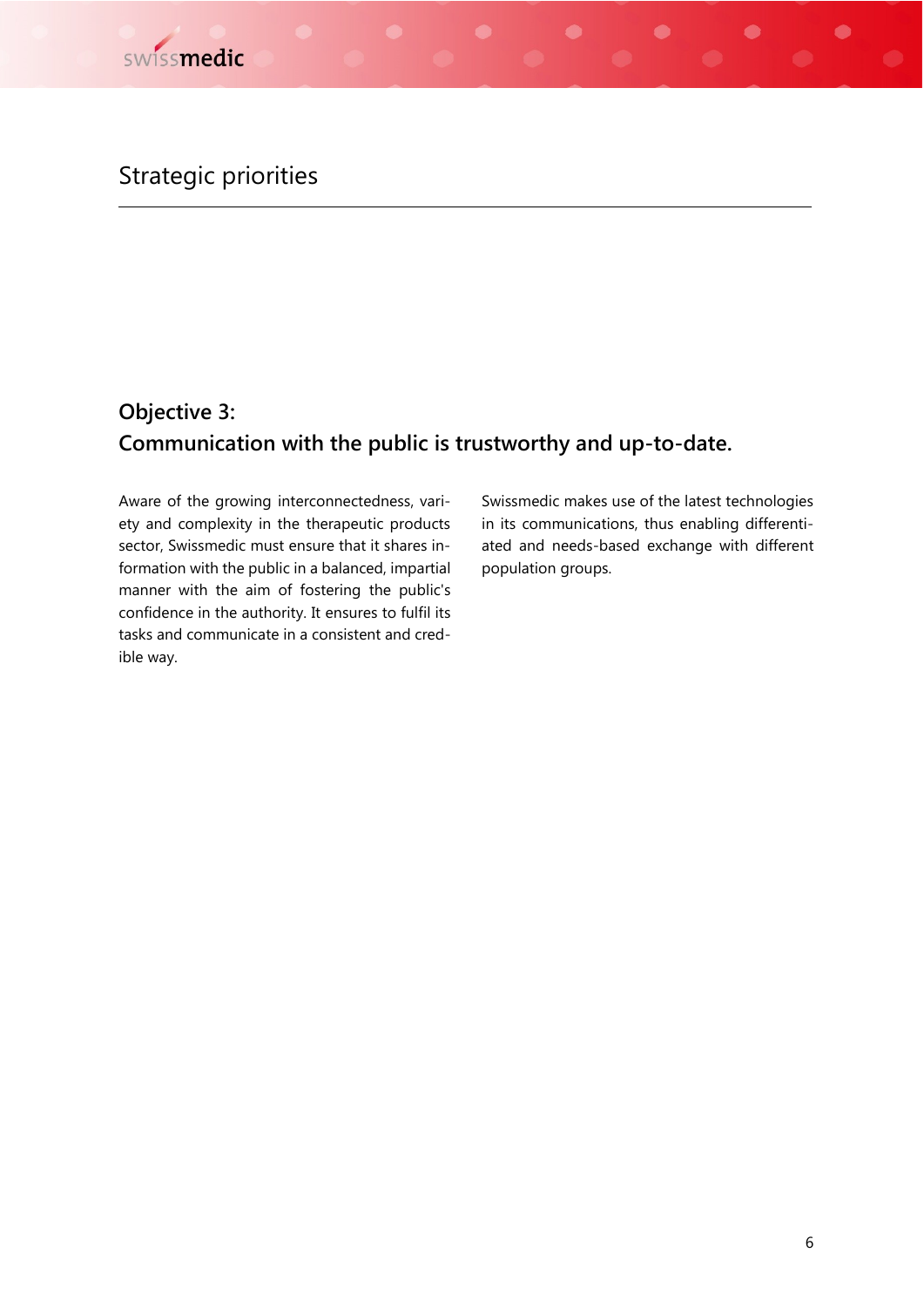## Strategic priorities

### Objective 3:
### Communication with the public is trustworthy and up-to-date.

Aware of the growing interconnectedness, variety and complexity in the therapeutic products sector, Swissmedic must ensure that it shares information with the public in a balanced, impartial manner with the aim of fostering the public's confidence in the authority. It ensures to fulfil its tasks and communicate in a consistent and credible way.

Swissmedic makes use of the latest technologies in its communications, thus enabling differentiated and needs-based exchange with different population groups.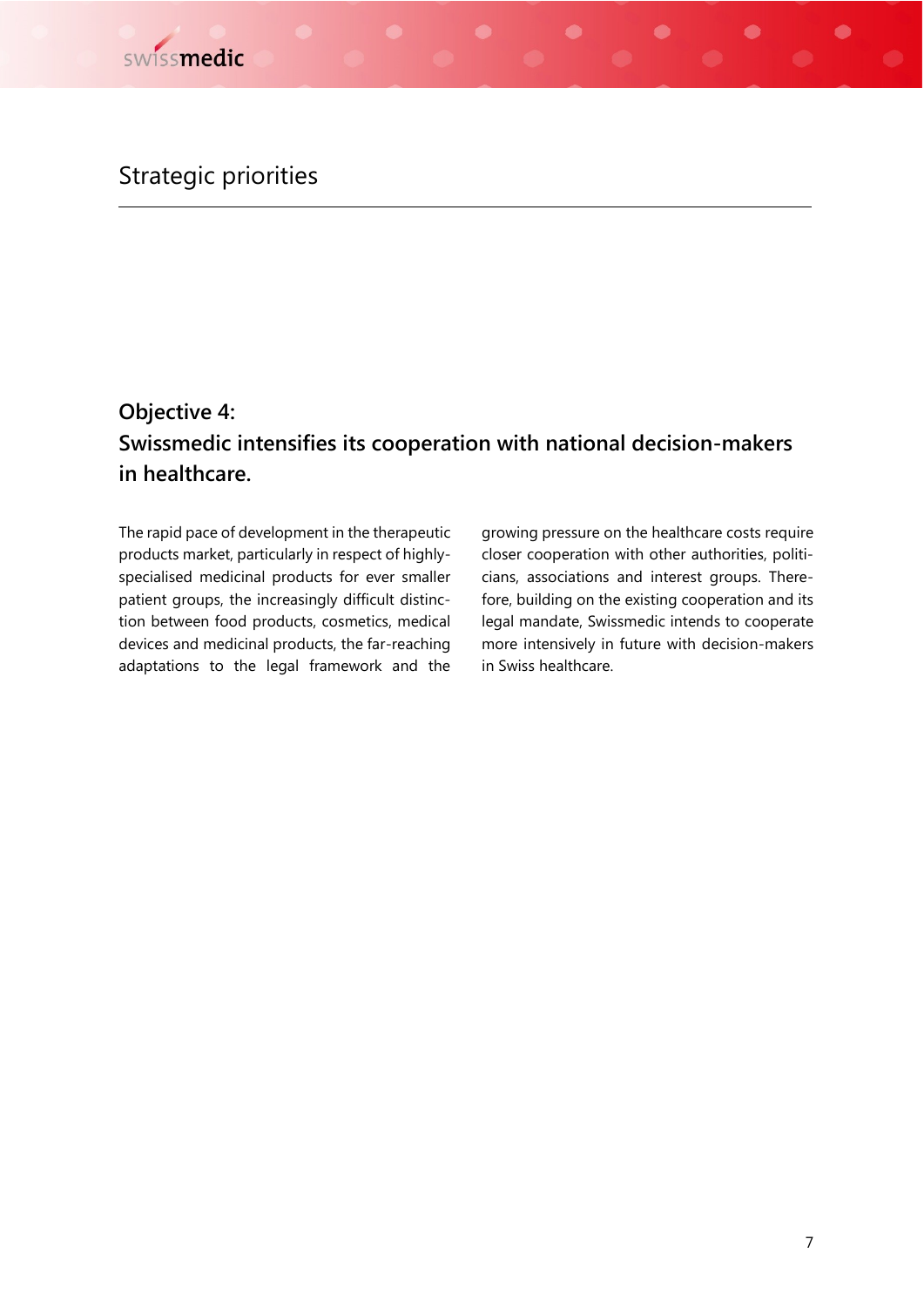## Strategic priorities

### Objective 4:
### Swissmedic intensifies its cooperation with national decision-makers in healthcare.

The rapid pace of development in the therapeutic products market, particularly in respect of highly-specialised medicinal products for ever smaller patient groups, the increasingly difficult distinction between food products, cosmetics, medical devices and medicinal products, the far-reaching adaptations to the legal framework and the growing pressure on the healthcare costs require closer cooperation with other authorities, politicians, associations and interest groups. Therefore, building on the existing cooperation and its legal mandate, Swissmedic intends to cooperate more intensively in future with decision-makers in Swiss healthcare.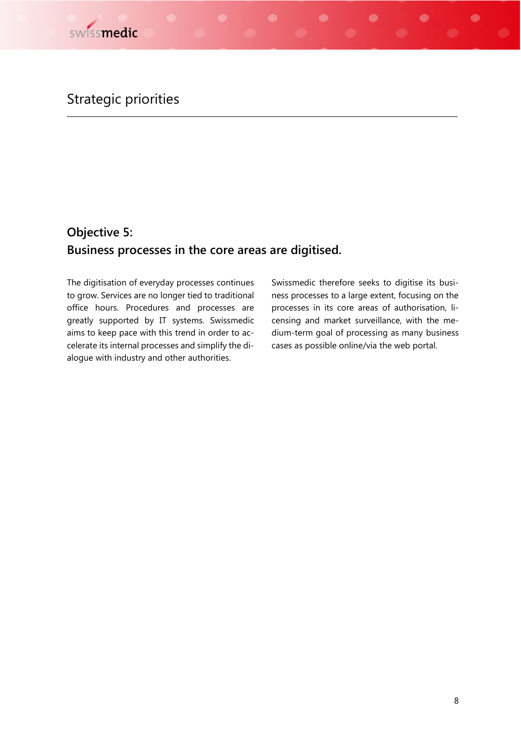# Strategic priorities

## Objective 5:
## Business processes in the core areas are digitised.

The digitisation of everyday processes continues to grow. Services are no longer tied to traditional office hours. Procedures and processes are greatly supported by IT systems. Swissmedic aims to keep pace with this trend in order to accelerate its internal processes and simplify the dialogue with industry and other authorities.

Swissmedic therefore seeks to digitise its business processes to a large extent, focusing on the processes in its core areas of authorisation, licensing and market surveillance, with the medium-term goal of processing as many business cases as possible online/via the web portal.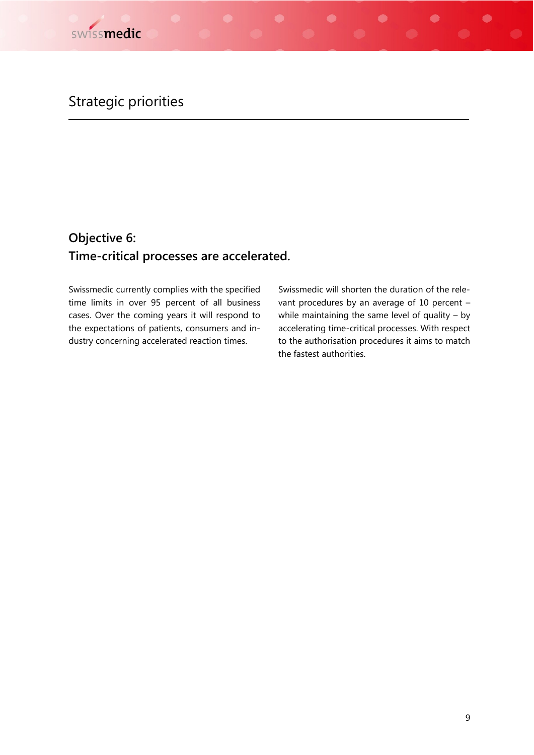## Strategic priorities

### Objective 6:
### Time-critical processes are accelerated.

Swissmedic currently complies with the specified time limits in over 95 percent of all business cases. Over the coming years it will respond to the expectations of patients, consumers and industry concerning accelerated reaction times.

Swissmedic will shorten the duration of the relevant procedures by an average of 10 percent – while maintaining the same level of quality – by accelerating time-critical processes. With respect to the authorisation procedures it aims to match the fastest authorities.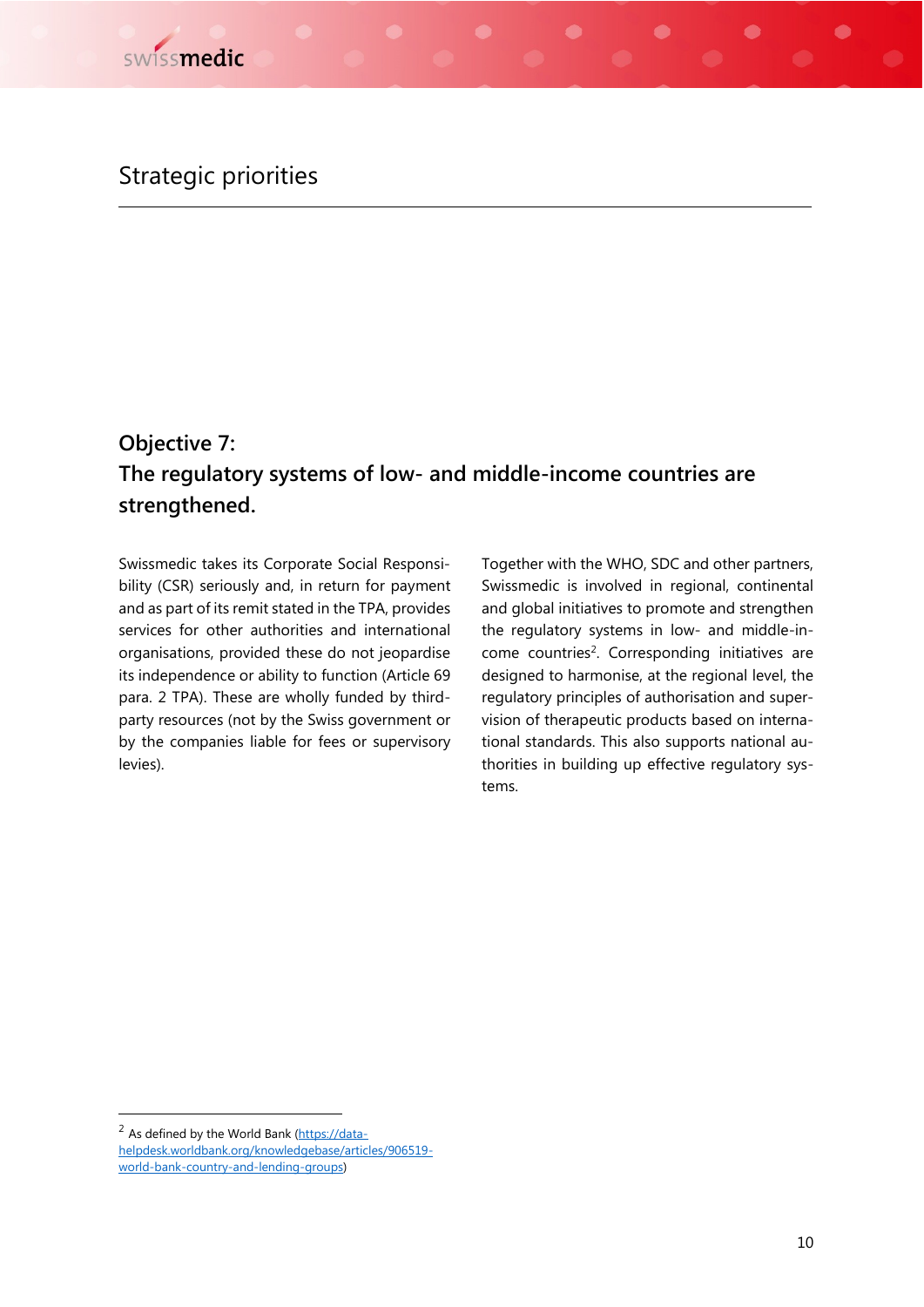# Strategic priorities

## Objective 7:
## The regulatory systems of low- and middle-income countries are strengthened.

Swissmedic takes its Corporate Social Responsibility (CSR) seriously and, in return for payment and as part of its remit stated in the TPA, provides services for other authorities and international organisations, provided these do not jeopardise its independence or ability to function (Article 69 para. 2 TPA). These are wholly funded by third-party resources (not by the Swiss government or by the companies liable for fees or supervisory levies).

Together with the WHO, SDC and other partners, Swissmedic is involved in regional, continental and global initiatives to promote and strengthen the regulatory systems in low- and middle-income countries[2]. Corresponding initiatives are designed to harmonise, at the regional level, the regulatory principles of authorisation and supervision of therapeutic products based on international standards. This also supports national authorities in building up effective regulatory systems.

[2] As defined by the World Bank (https://datahelpdesk.worldbank.org/knowledgebase/articles/906519-world-bank-country-and-lending-groups)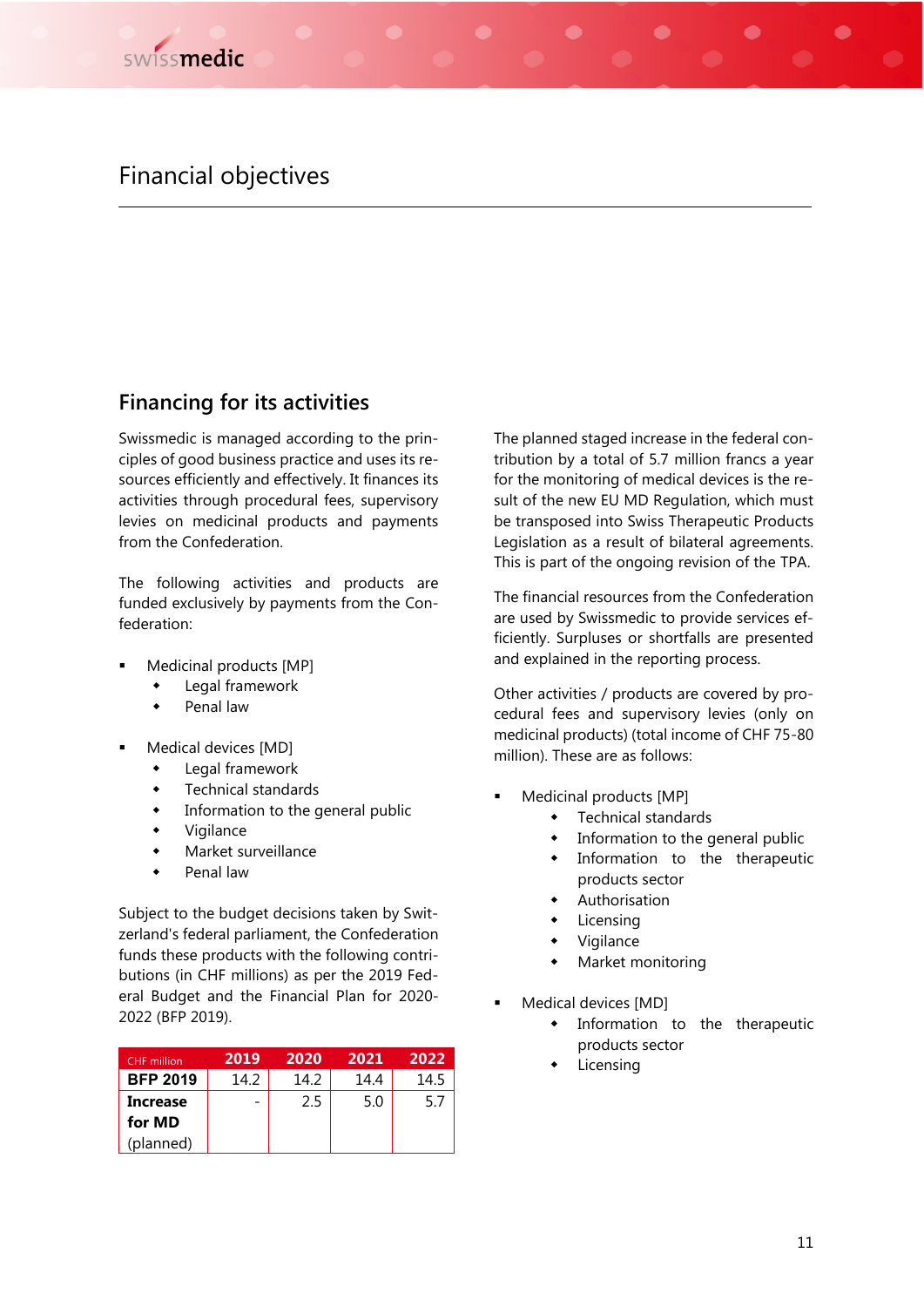# Financial objectives

## Financing for its activities

Swissmedic is managed according to the principles of good business practice and uses its resources efficiently and effectively. It finances its activities through procedural fees, supervisory levies on medicinal products and payments from the Confederation.

The following activities and products are funded exclusively by payments from the Confederation:

- Medicinal products [MP]
  - Legal framework
  - Penal law

- Medical devices [MD]
  - Legal framework
  - Technical standards
  - Information to the general public
  - Vigilance
  - Market surveillance
  - Penal law

Subject to the budget decisions taken by Switzerland's federal parliament, the Confederation funds these products with the following contributions (in CHF millions) as per the 2019 Federal Budget and the Financial Plan for 2020-2022 (BFP 2019).

| CHF million | 2019 | 2020 | 2021 | 2022 |
|---|---|---|---|---|
| **BFP 2019** | 14.2 | 14.2 | 14.4 | 14.5 |
| **Increase for MD** (planned) | - | 2.5 | 5.0 | 5.7 |

The planned staged increase in the federal contribution by a total of 5.7 million francs a year for the monitoring of medical devices is the result of the new EU MD Regulation, which must be transposed into Swiss Therapeutic Products Legislation as a result of bilateral agreements. This is part of the ongoing revision of the TPA.

The financial resources from the Confederation are used by Swissmedic to provide services efficiently. Surpluses or shortfalls are presented and explained in the reporting process.

Other activities / products are covered by procedural fees and supervisory levies (only on medicinal products) (total income of CHF 75-80 million). These are as follows:

- Medicinal products [MP]
  - Technical standards
  - Information to the general public
  - Information to the therapeutic products sector
  - Authorisation
  - Licensing
  - Vigilance
  - Market monitoring

- Medical devices [MD]
  - Information to the therapeutic products sector
  - Licensing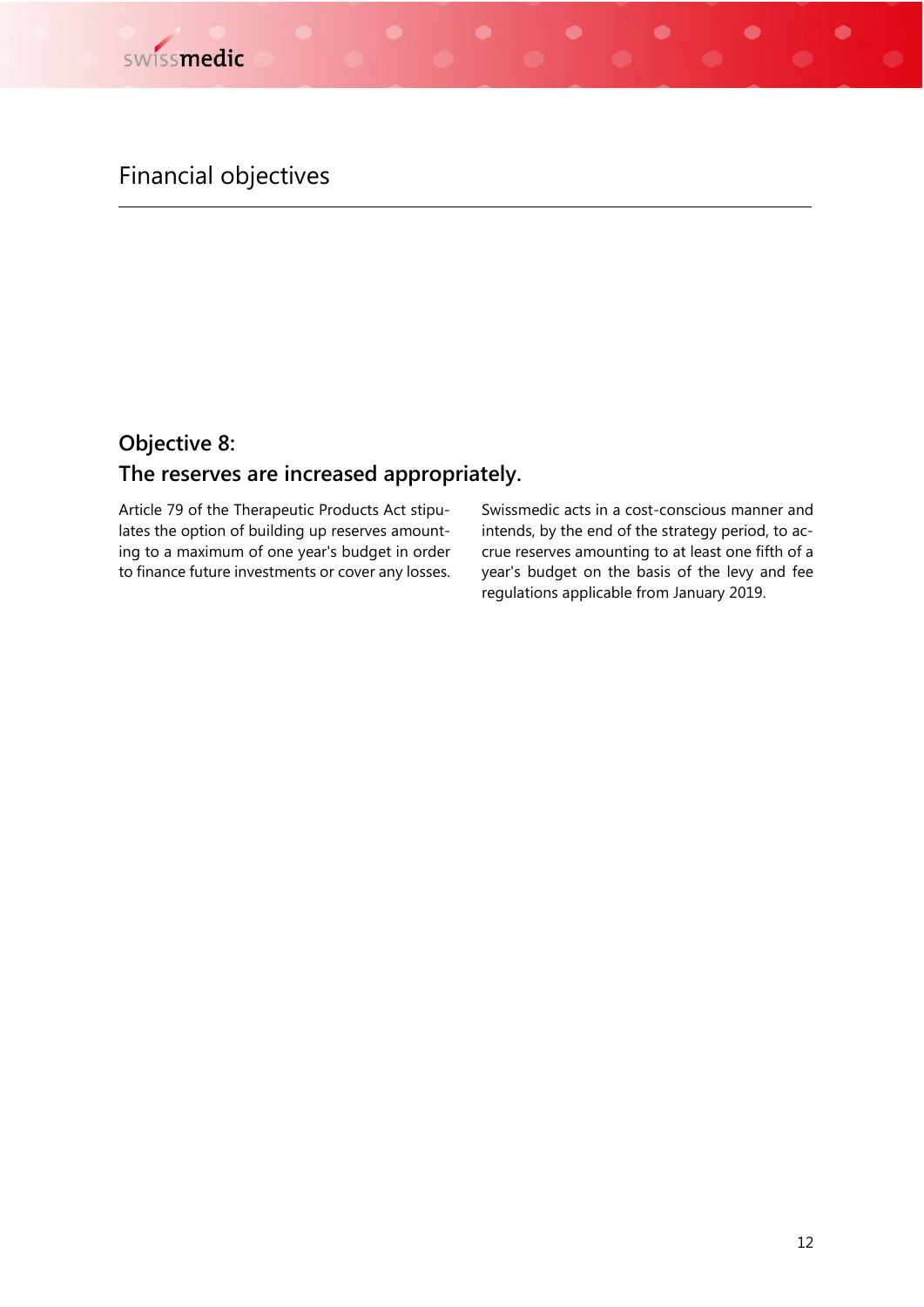# Financial objectives

## Objective 8:
## The reserves are increased appropriately.

Article 79 of the Therapeutic Products Act stipulates the option of building up reserves amounting to a maximum of one year's budget in order to finance future investments or cover any losses.

Swissmedic acts in a cost-conscious manner and intends, by the end of the strategy period, to accrue reserves amounting to at least one fifth of a year's budget on the basis of the levy and fee regulations applicable from January 2019.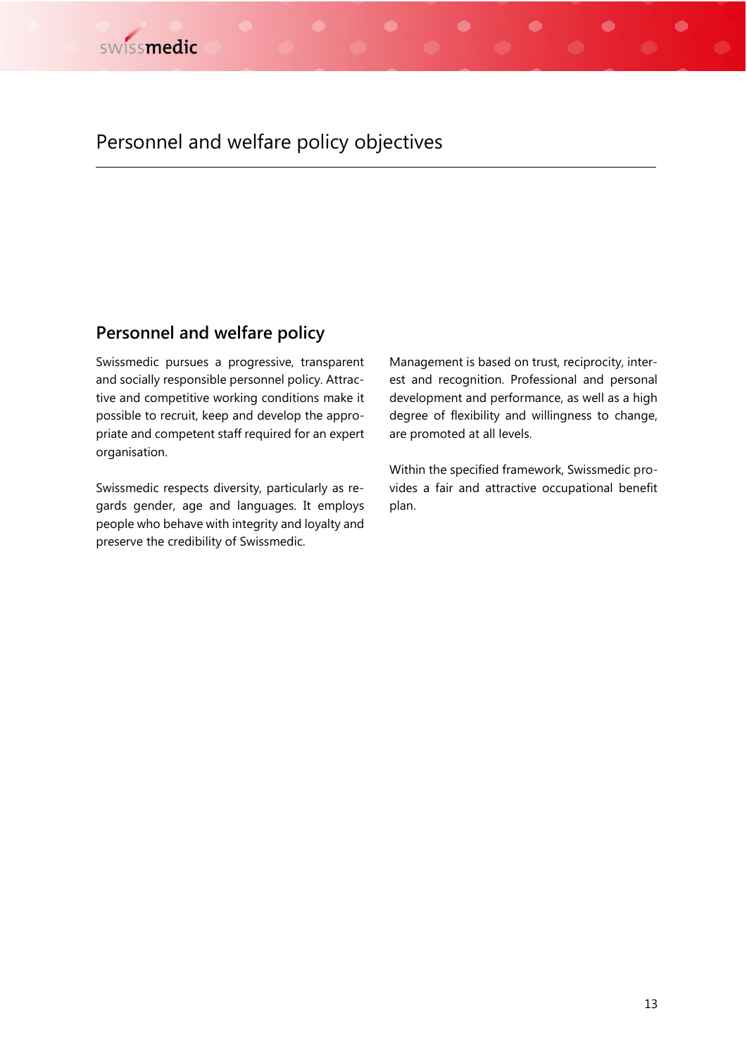# Personnel and welfare policy objectives

## Personnel and welfare policy

Swissmedic pursues a progressive, transparent and socially responsible personnel policy. Attractive and competitive working conditions make it possible to recruit, keep and develop the appropriate and competent staff required for an expert organisation.

Swissmedic respects diversity, particularly as regards gender, age and languages. It employs people who behave with integrity and loyalty and preserve the credibility of Swissmedic.

Management is based on trust, reciprocity, interest and recognition. Professional and personal development and performance, as well as a high degree of flexibility and willingness to change, are promoted at all levels.

Within the specified framework, Swissmedic provides a fair and attractive occupational benefit plan.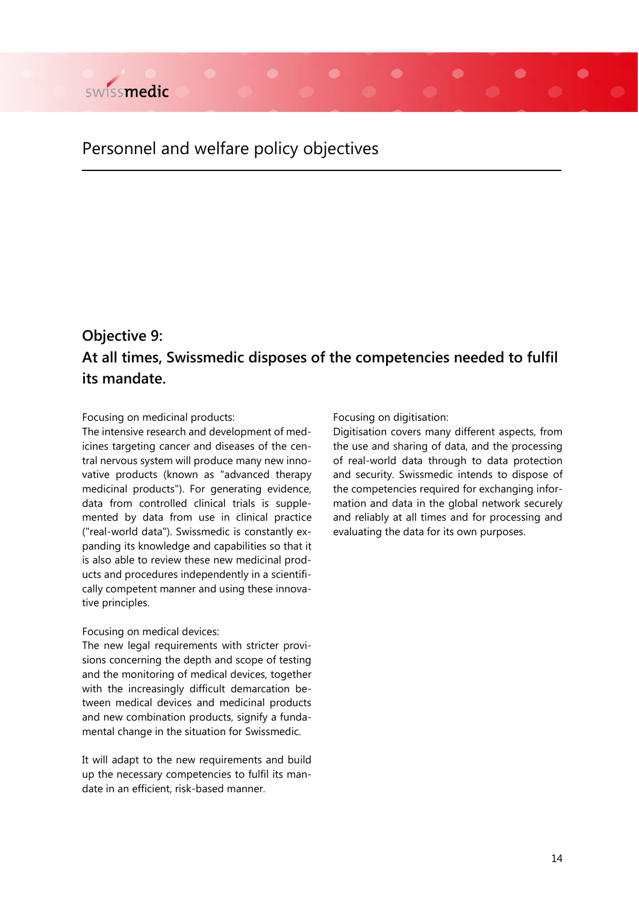# Personnel and welfare policy objectives

## Objective 9:
## At all times, Swissmedic disposes of the competencies needed to fulfil its mandate.

Focusing on medicinal products:
The intensive research and development of medicines targeting cancer and diseases of the central nervous system will produce many new innovative products (known as "advanced therapy medicinal products"). For generating evidence, data from controlled clinical trials is supplemented by data from use in clinical practice ("real-world data"). Swissmedic is constantly expanding its knowledge and capabilities so that it is also able to review these new medicinal products and procedures independently in a scientifically competent manner and using these innovative principles.

Focusing on medical devices:
The new legal requirements with stricter provisions concerning the depth and scope of testing and the monitoring of medical devices, together with the increasingly difficult demarcation between medical devices and medicinal products and new combination products, signify a fundamental change in the situation for Swissmedic.

It will adapt to the new requirements and build up the necessary competencies to fulfil its mandate in an efficient, risk-based manner.

Focusing on digitisation:
Digitisation covers many different aspects, from the use and sharing of data, and the processing of real-world data through to data protection and security. Swissmedic intends to dispose of the competencies required for exchanging information and data in the global network securely and reliably at all times and for processing and evaluating the data for its own purposes.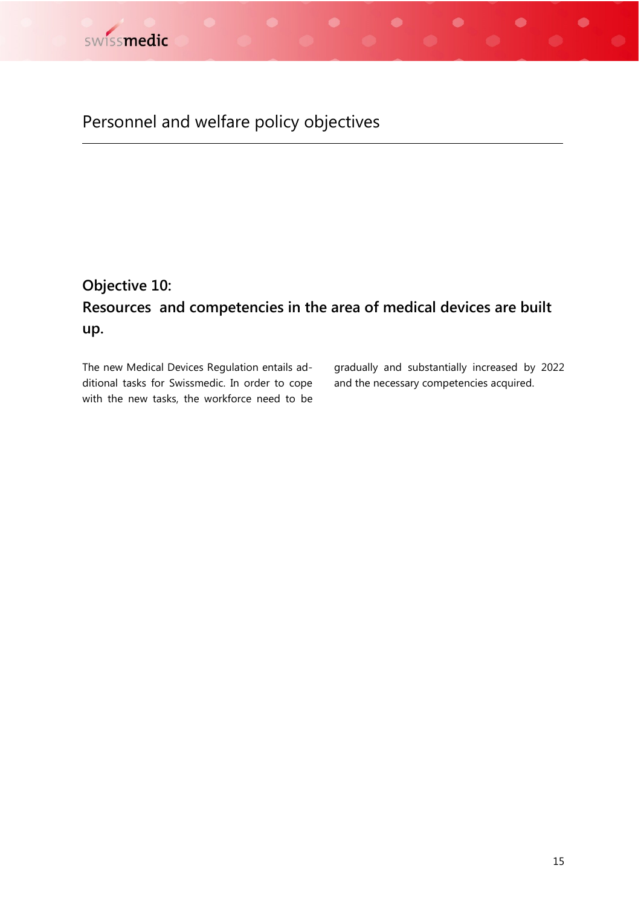# Personnel and welfare policy objectives

## Objective 10:
## Resources and competencies in the area of medical devices are built up.

The new Medical Devices Regulation entails additional tasks for Swissmedic. In order to cope with the new tasks, the workforce need to be gradually and substantially increased by 2022 and the necessary competencies acquired.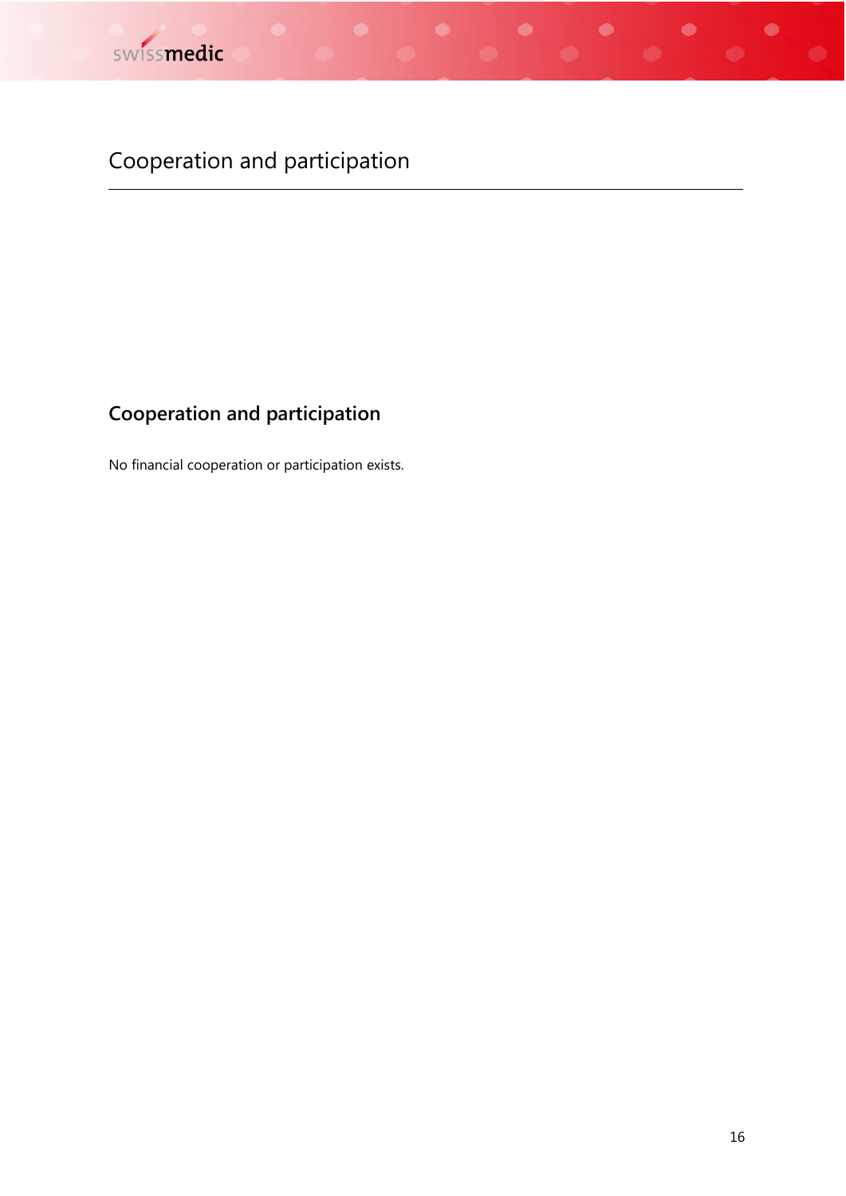# Cooperation and participation

## Cooperation and participation

No financial cooperation or participation exists.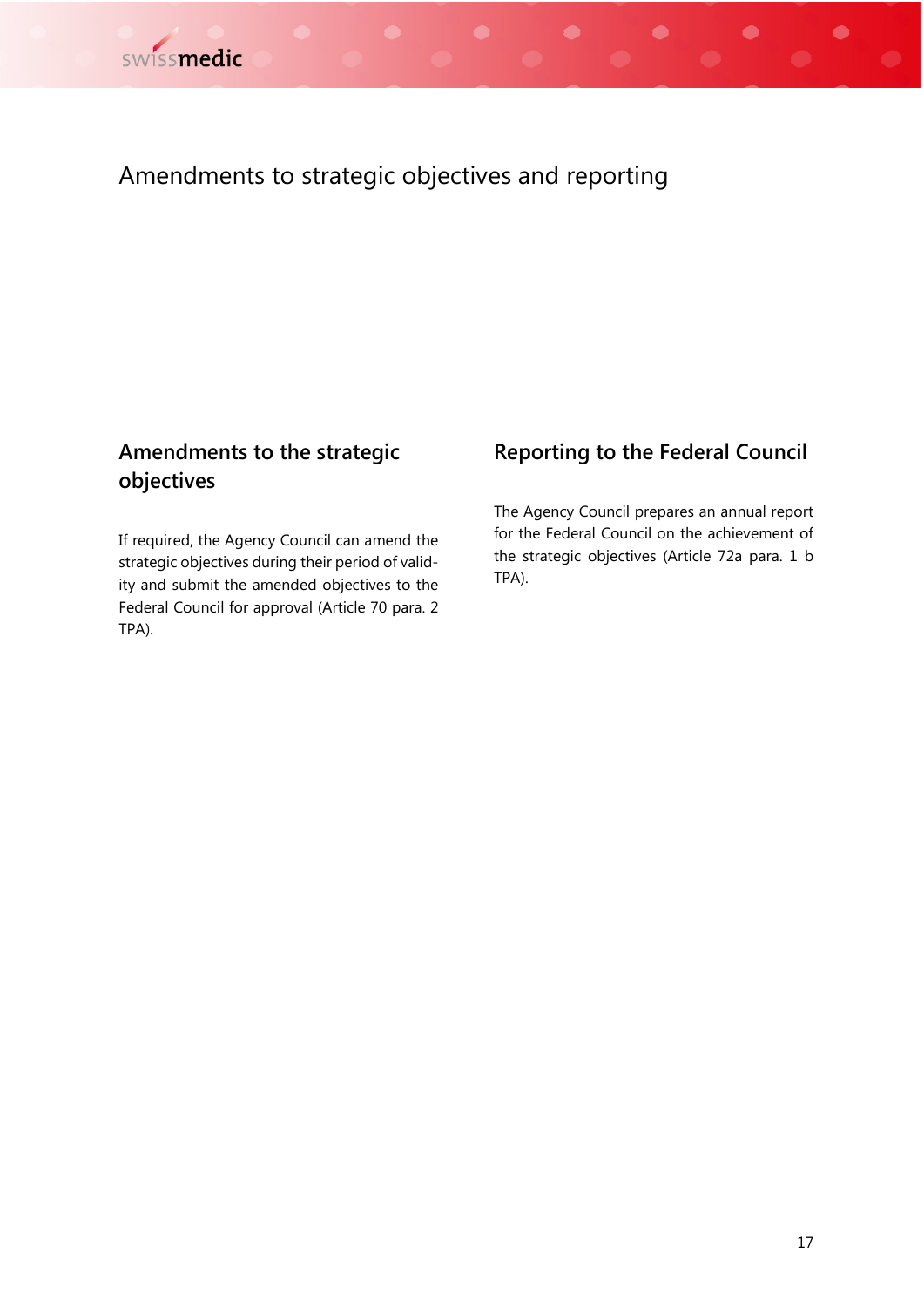# Amendments to strategic objectives and reporting

## Amendments to the strategic objectives

If required, the Agency Council can amend the strategic objectives during their period of validity and submit the amended objectives to the Federal Council for approval (Article 70 para. 2 TPA).

## Reporting to the Federal Council

The Agency Council prepares an annual report for the Federal Council on the achievement of the strategic objectives (Article 72a para. 1 b TPA).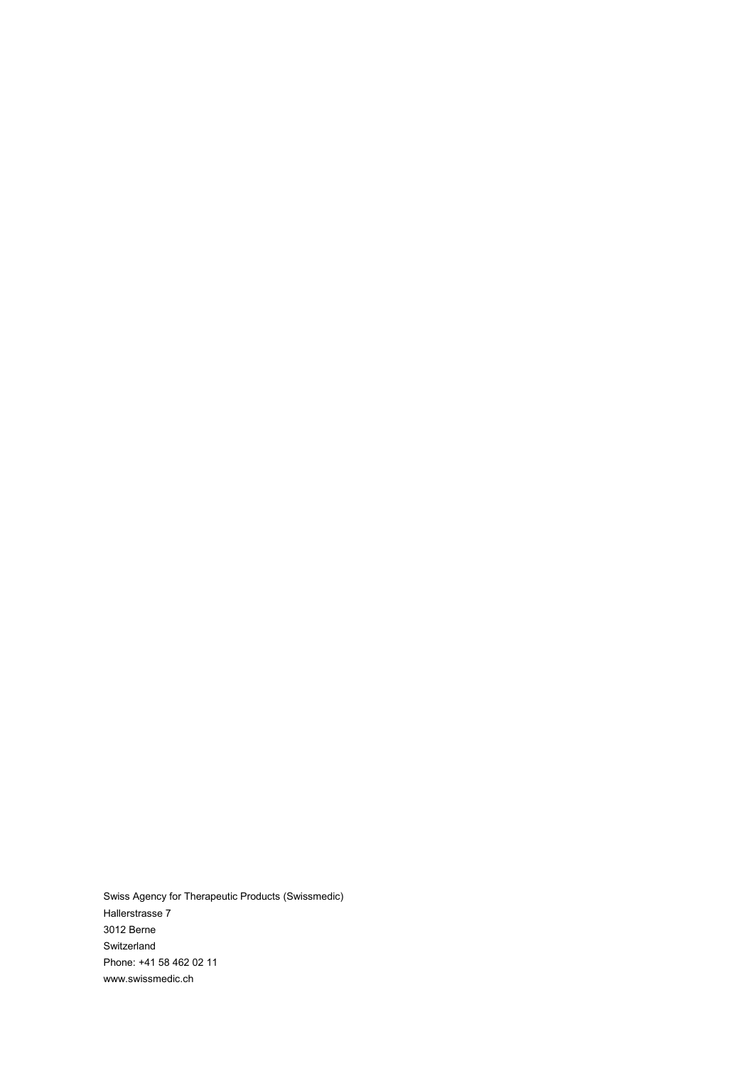Swiss Agency for Therapeutic Products (Swissmedic)
Hallerstrasse 7
3012 Berne
Switzerland
Phone: +41 58 462 02 11
www.swissmedic.ch